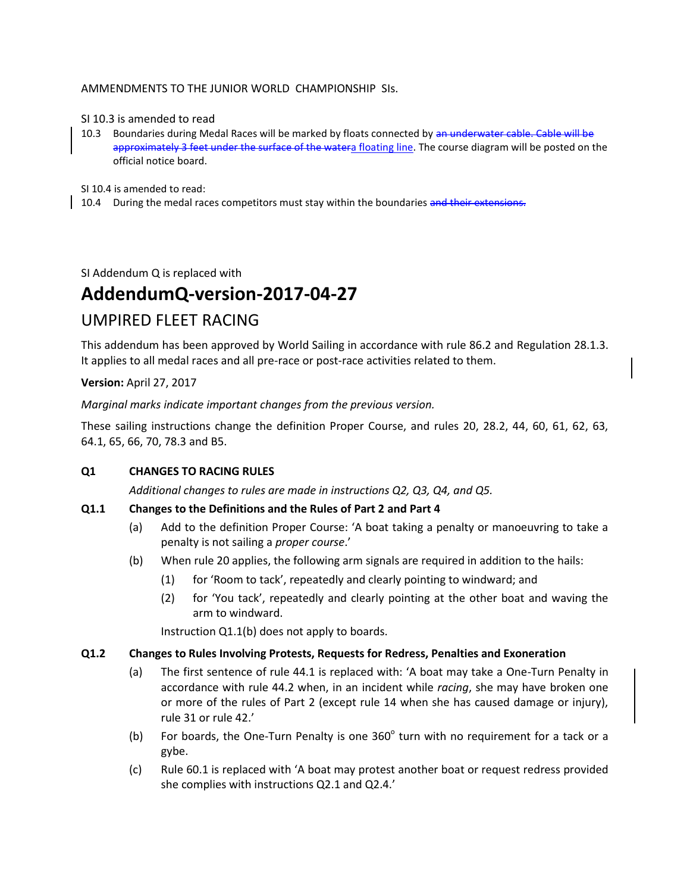AMMENDMENTS TO THE JUNIOR WORLD CHAMPIONSHIP SIs.

SI 10.3 is amended to read

10.3 Boundaries during Medal Races will be marked by floats connected by ~~an underwater cable. Cable will be approximately 3 feet under the surface of the water~~a floating line. The course diagram will be posted on the official notice board.

SI 10.4 is amended to read:

10.4 During the medal races competitors must stay within the boundaries ~~and their extensions.~~

SI Addendum Q is replaced with

# AddendumQ-version-2017-04-27

## UMPIRED FLEET RACING

This addendum has been approved by World Sailing in accordance with rule 86.2 and Regulation 28.1.3. It applies to all medal races and all pre-race or post-race activities related to them.

**Version:** April 27, 2017

*Marginal marks indicate important changes from the previous version.*

These sailing instructions change the definition Proper Course, and rules 20, 28.2, 44, 60, 61, 62, 63, 64.1, 65, 66, 70, 78.3 and B5.

**Q1 CHANGES TO RACING RULES**

*Additional changes to rules are made in instructions Q2, Q3, Q4, and Q5.*

**Q1.1 Changes to the Definitions and the Rules of Part 2 and Part 4**

(a) Add to the definition Proper Course: 'A boat taking a penalty or manoeuvring to take a penalty is not sailing a *proper course*.'

(b) When rule 20 applies, the following arm signals are required in addition to the hails:

(1) for 'Room to tack', repeatedly and clearly pointing to windward; and

(2) for 'You tack', repeatedly and clearly pointing at the other boat and waving the arm to windward.

Instruction Q1.1(b) does not apply to boards.

**Q1.2 Changes to Rules Involving Protests, Requests for Redress, Penalties and Exoneration**

(a) The first sentence of rule 44.1 is replaced with: 'A boat may take a One-Turn Penalty in accordance with rule 44.2 when, in an incident while *racing*, she may have broken one or more of the rules of Part 2 (except rule 14 when she has caused damage or injury), rule 31 or rule 42.'

(b) For boards, the One-Turn Penalty is one $360^{\circ}$ turn with no requirement for a tack or a gybe.

(c) Rule 60.1 is replaced with 'A boat may protest another boat or request redress provided she complies with instructions Q2.1 and Q2.4.'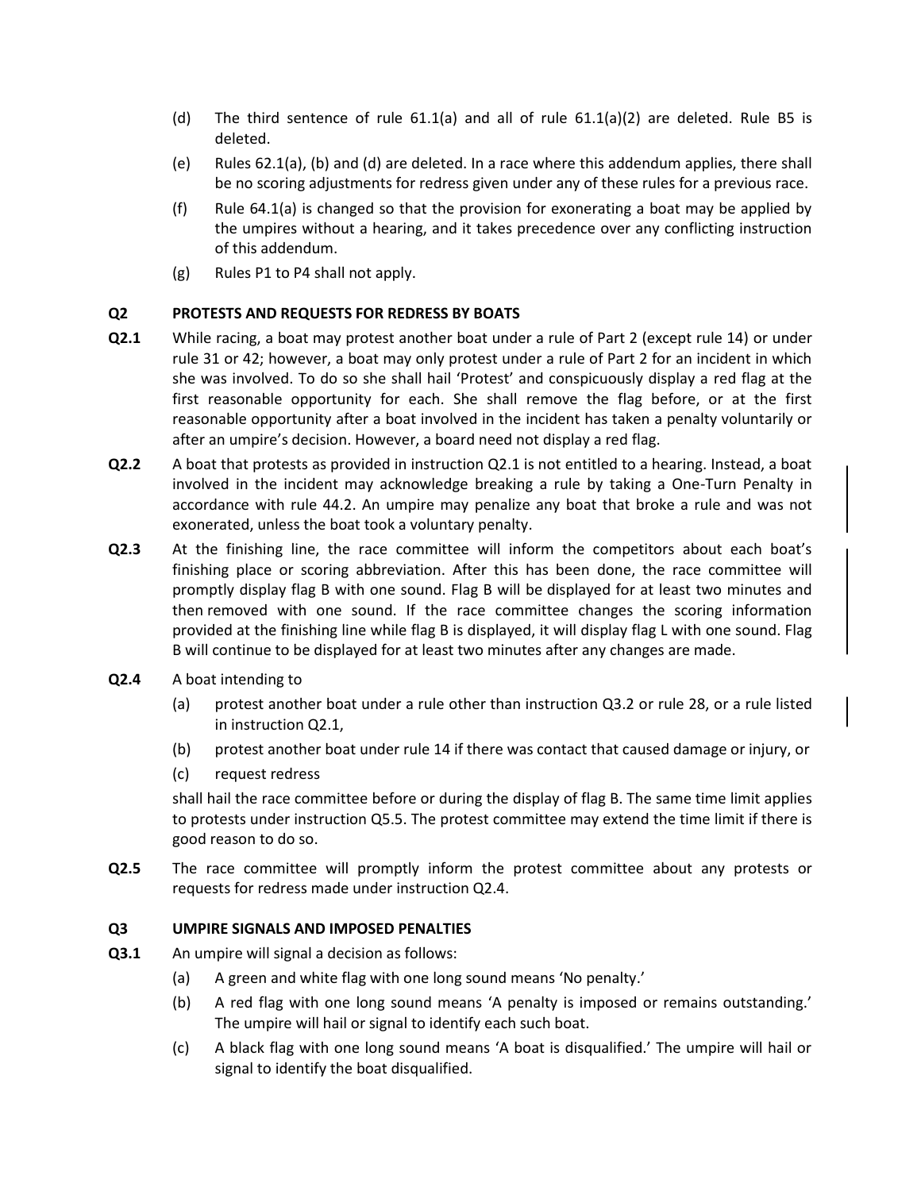(d) The third sentence of rule 61.1(a) and all of rule 61.1(a)(2) are deleted. Rule B5 is deleted.

(e) Rules 62.1(a), (b) and (d) are deleted. In a race where this addendum applies, there shall be no scoring adjustments for redress given under any of these rules for a previous race.

(f) Rule 64.1(a) is changed so that the provision for exonerating a boat may be applied by the umpires without a hearing, and it takes precedence over any conflicting instruction of this addendum.

(g) Rules P1 to P4 shall not apply.

## Q2 PROTESTS AND REQUESTS FOR REDRESS BY BOATS

**Q2.1** While racing, a boat may protest another boat under a rule of Part 2 (except rule 14) or under rule 31 or 42; however, a boat may only protest under a rule of Part 2 for an incident in which she was involved. To do so she shall hail 'Protest' and conspicuously display a red flag at the first reasonable opportunity for each. She shall remove the flag before, or at the first reasonable opportunity after a boat involved in the incident has taken a penalty voluntarily or after an umpire's decision. However, a board need not display a red flag.

**Q2.2** A boat that protests as provided in instruction Q2.1 is not entitled to a hearing. Instead, a boat involved in the incident may acknowledge breaking a rule by taking a One-Turn Penalty in accordance with rule 44.2. An umpire may penalize any boat that broke a rule and was not exonerated, unless the boat took a voluntary penalty.

**Q2.3** At the finishing line, the race committee will inform the competitors about each boat's finishing place or scoring abbreviation. After this has been done, the race committee will promptly display flag B with one sound. Flag B will be displayed for at least two minutes and then removed with one sound. If the race committee changes the scoring information provided at the finishing line while flag B is displayed, it will display flag L with one sound. Flag B will continue to be displayed for at least two minutes after any changes are made.

**Q2.4** A boat intending to

(a) protest another boat under a rule other than instruction Q3.2 or rule 28, or a rule listed in instruction Q2.1,

(b) protest another boat under rule 14 if there was contact that caused damage or injury, or

(c) request redress

shall hail the race committee before or during the display of flag B. The same time limit applies to protests under instruction Q5.5. The protest committee may extend the time limit if there is good reason to do so.

**Q2.5** The race committee will promptly inform the protest committee about any protests or requests for redress made under instruction Q2.4.

## Q3 UMPIRE SIGNALS AND IMPOSED PENALTIES

**Q3.1** An umpire will signal a decision as follows:

(a) A green and white flag with one long sound means 'No penalty.'

(b) A red flag with one long sound means 'A penalty is imposed or remains outstanding.' The umpire will hail or signal to identify each such boat.

(c) A black flag with one long sound means 'A boat is disqualified.' The umpire will hail or signal to identify the boat disqualified.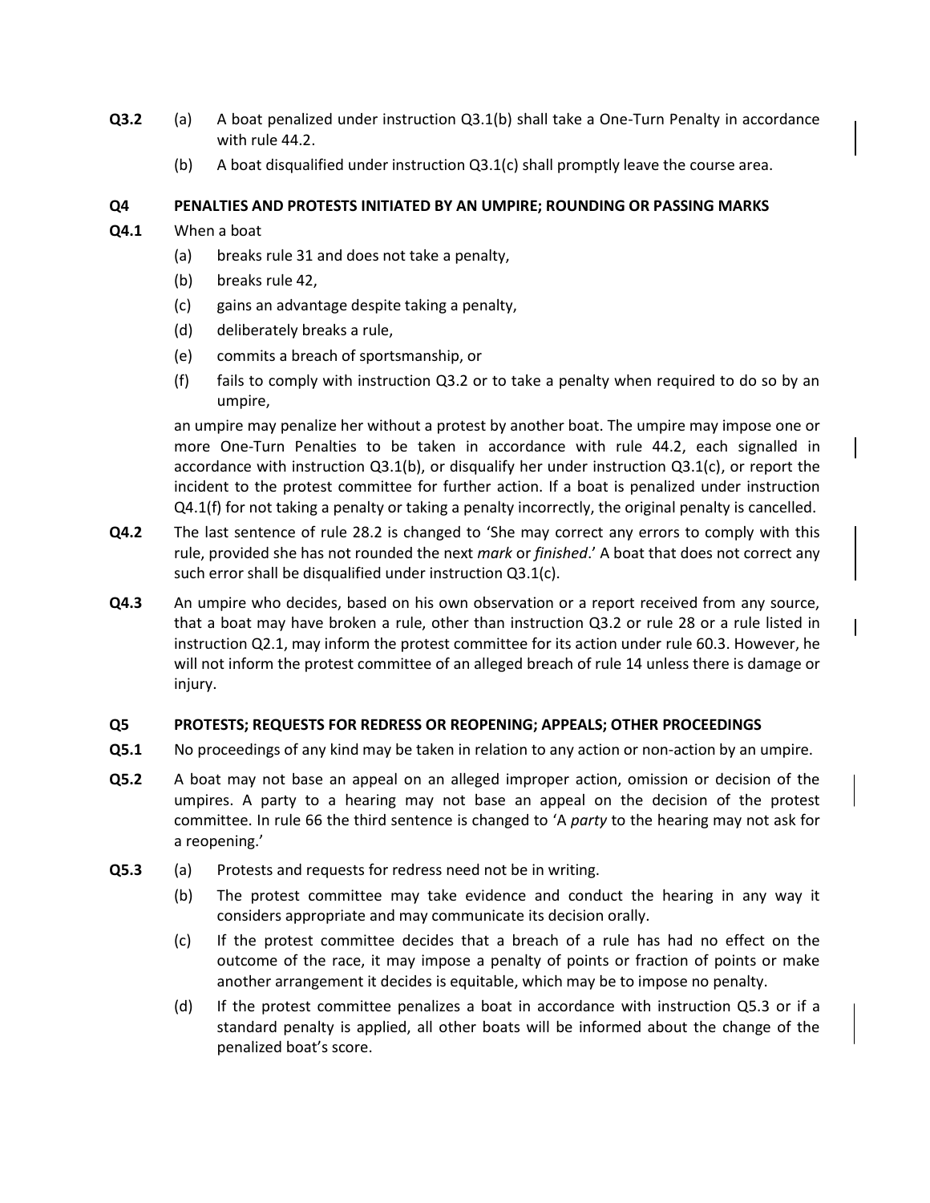**Q3.2** (a) A boat penalized under instruction Q3.1(b) shall take a One-Turn Penalty in accordance with rule 44.2.

(b) A boat disqualified under instruction Q3.1(c) shall promptly leave the course area.

### Q4 PENALTIES AND PROTESTS INITIATED BY AN UMPIRE; ROUNDING OR PASSING MARKS

**Q4.1** When a boat

(a) breaks rule 31 and does not take a penalty,

(b) breaks rule 42,

(c) gains an advantage despite taking a penalty,

(d) deliberately breaks a rule,

(e) commits a breach of sportsmanship, or

(f) fails to comply with instruction Q3.2 or to take a penalty when required to do so by an umpire,

an umpire may penalize her without a protest by another boat. The umpire may impose one or more One-Turn Penalties to be taken in accordance with rule 44.2, each signalled in accordance with instruction Q3.1(b), or disqualify her under instruction Q3.1(c), or report the incident to the protest committee for further action. If a boat is penalized under instruction Q4.1(f) for not taking a penalty or taking a penalty incorrectly, the original penalty is cancelled.

**Q4.2** The last sentence of rule 28.2 is changed to 'She may correct any errors to comply with this rule, provided she has not rounded the next *mark* or *finished*.' A boat that does not correct any such error shall be disqualified under instruction Q3.1(c).

**Q4.3** An umpire who decides, based on his own observation or a report received from any source, that a boat may have broken a rule, other than instruction Q3.2 or rule 28 or a rule listed in instruction Q2.1, may inform the protest committee for its action under rule 60.3. However, he will not inform the protest committee of an alleged breach of rule 14 unless there is damage or injury.

### Q5 PROTESTS; REQUESTS FOR REDRESS OR REOPENING; APPEALS; OTHER PROCEEDINGS

**Q5.1** No proceedings of any kind may be taken in relation to any action or non-action by an umpire.

**Q5.2** A boat may not base an appeal on an alleged improper action, omission or decision of the umpires. A party to a hearing may not base an appeal on the decision of the protest committee. In rule 66 the third sentence is changed to 'A *party* to the hearing may not ask for a reopening.'

**Q5.3** (a) Protests and requests for redress need not be in writing.

(b) The protest committee may take evidence and conduct the hearing in any way it considers appropriate and may communicate its decision orally.

(c) If the protest committee decides that a breach of a rule has had no effect on the outcome of the race, it may impose a penalty of points or fraction of points or make another arrangement it decides is equitable, which may be to impose no penalty.

(d) If the protest committee penalizes a boat in accordance with instruction Q5.3 or if a standard penalty is applied, all other boats will be informed about the change of the penalized boat's score.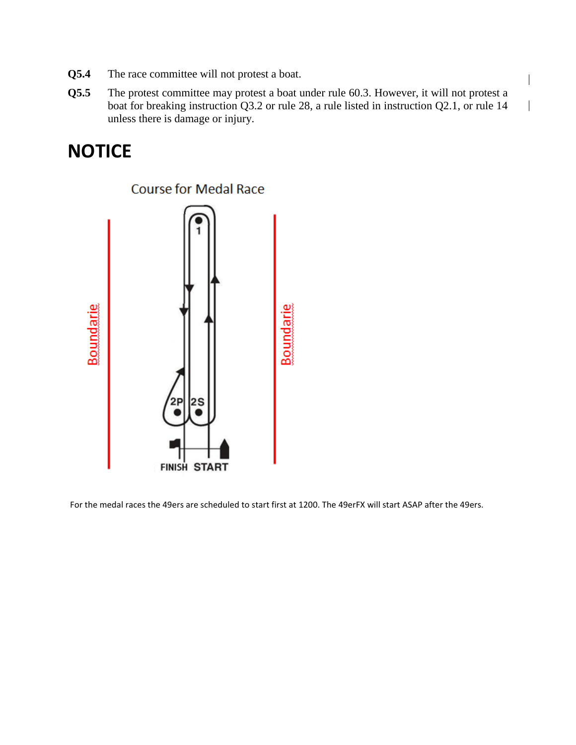**Q5.4** The race committee will not protest a boat.

**Q5.5** The protest committee may protest a boat under rule 60.3. However, it will not protest a boat for breaking instruction Q3.2 or rule 28, a rule listed in instruction Q2.1, or rule 14 unless there is damage or injury.

# NOTICE

Course for Medal Race

Boundarie

1

2P

2S

FINISH START

Boundarie

For the medal races the 49ers are scheduled to start first at 1200. The 49erFX will start ASAP after the 49ers.